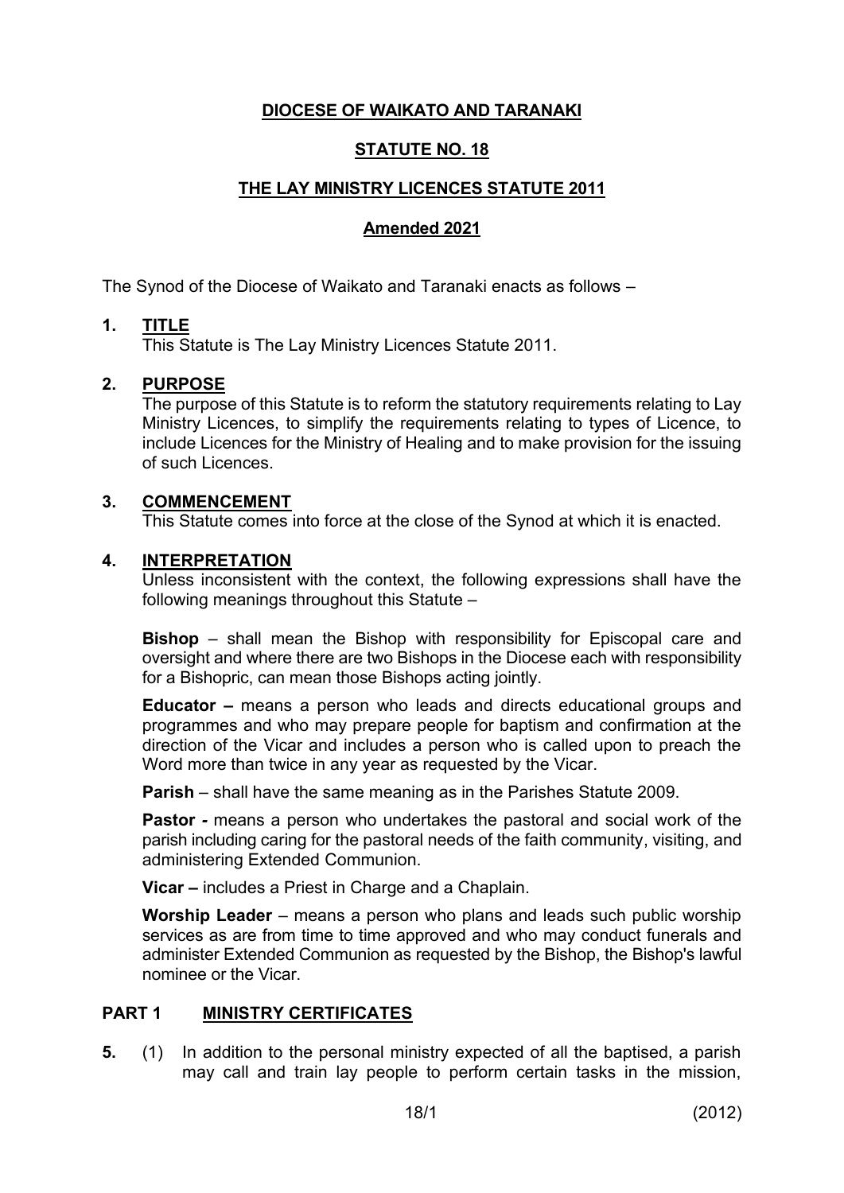# DIOCESE OF WAIKATO AND TARANAKI

## STATUTE NO. 18

## THE LAY MINISTRY LICENCES STATUTE 2011

### Amended 2021

The Synod of the Diocese of Waikato and Taranaki enacts as follows –

**1. TITLE**

This Statute is The Lay Ministry Licences Statute 2011.

**2. PURPOSE**

The purpose of this Statute is to reform the statutory requirements relating to Lay Ministry Licences, to simplify the requirements relating to types of Licence, to include Licences for the Ministry of Healing and to make provision for the issuing of such Licences.

**3. COMMENCEMENT**

This Statute comes into force at the close of the Synod at which it is enacted.

**4. INTERPRETATION**

Unless inconsistent with the context, the following expressions shall have the following meanings throughout this Statute –

**Bishop** – shall mean the Bishop with responsibility for Episcopal care and oversight and where there are two Bishops in the Diocese each with responsibility for a Bishopric, can mean those Bishops acting jointly.

**Educator –** means a person who leads and directs educational groups and programmes and who may prepare people for baptism and confirmation at the direction of the Vicar and includes a person who is called upon to preach the Word more than twice in any year as requested by the Vicar.

**Parish** – shall have the same meaning as in the Parishes Statute 2009.

**Pastor -** means a person who undertakes the pastoral and social work of the parish including caring for the pastoral needs of the faith community, visiting, and administering Extended Communion.

**Vicar –** includes a Priest in Charge and a Chaplain.

**Worship Leader** – means a person who plans and leads such public worship services as are from time to time approved and who may conduct funerals and administer Extended Communion as requested by the Bishop, the Bishop's lawful nominee or the Vicar.

## PART 1 MINISTRY CERTIFICATES

**5.** (1) In addition to the personal ministry expected of all the baptised, a parish may call and train lay people to perform certain tasks in the mission,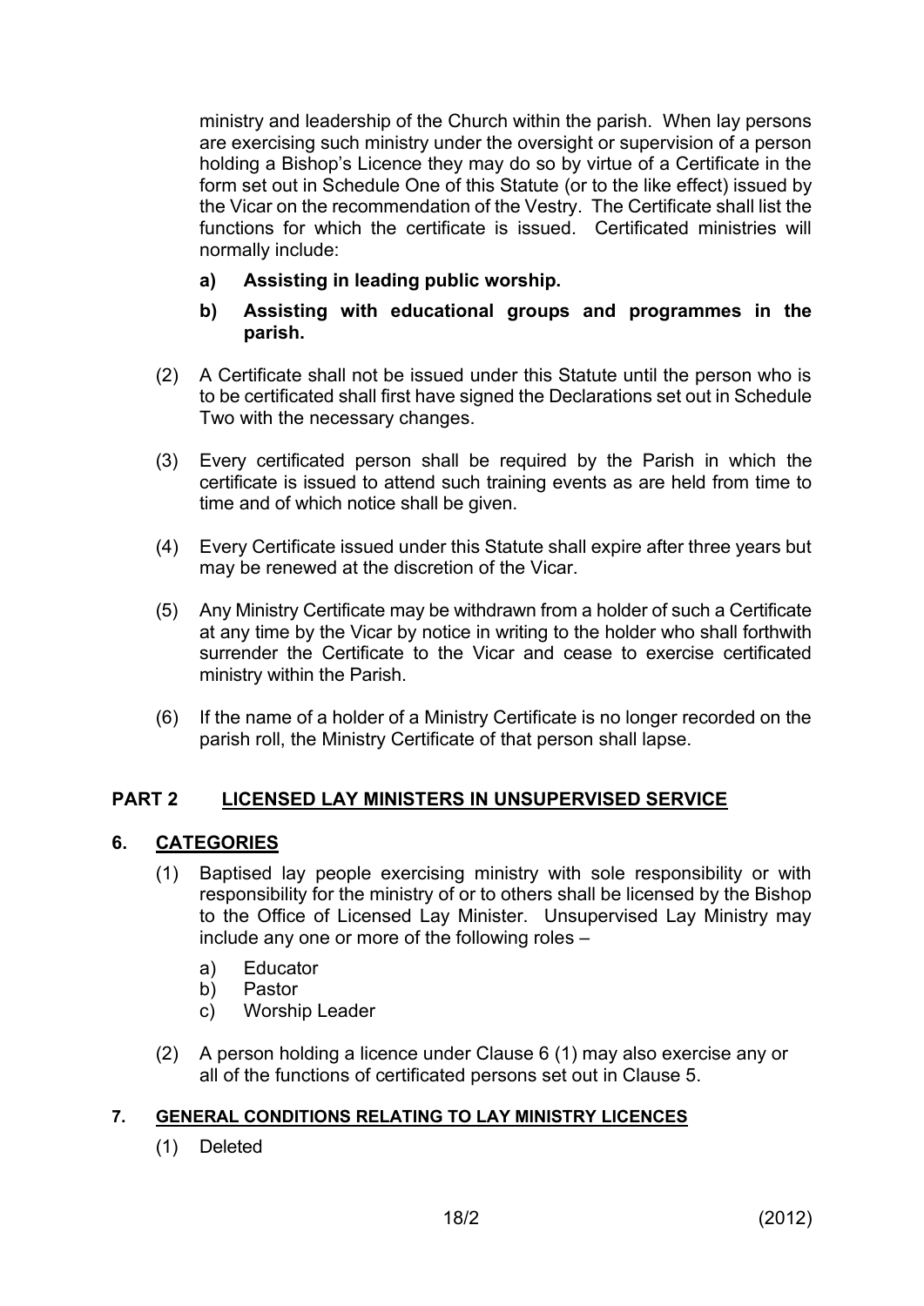ministry and leadership of the Church within the parish. When lay persons are exercising such ministry under the oversight or supervision of a person holding a Bishop's Licence they may do so by virtue of a Certificate in the form set out in Schedule One of this Statute (or to the like effect) issued by the Vicar on the recommendation of the Vestry. The Certificate shall list the functions for which the certificate is issued. Certificated ministries will normally include:

**a) Assisting in leading public worship.**

**b) Assisting with educational groups and programmes in the parish.**

(2) A Certificate shall not be issued under this Statute until the person who is to be certificated shall first have signed the Declarations set out in Schedule Two with the necessary changes.

(3) Every certificated person shall be required by the Parish in which the certificate is issued to attend such training events as are held from time to time and of which notice shall be given.

(4) Every Certificate issued under this Statute shall expire after three years but may be renewed at the discretion of the Vicar.

(5) Any Ministry Certificate may be withdrawn from a holder of such a Certificate at any time by the Vicar by notice in writing to the holder who shall forthwith surrender the Certificate to the Vicar and cease to exercise certificated ministry within the Parish.

(6) If the name of a holder of a Ministry Certificate is no longer recorded on the parish roll, the Ministry Certificate of that person shall lapse.

## PART 2 LICENSED LAY MINISTERS IN UNSUPERVISED SERVICE

### 6. CATEGORIES

(1) Baptised lay people exercising ministry with sole responsibility or with responsibility for the ministry of or to others shall be licensed by the Bishop to the Office of Licensed Lay Minister. Unsupervised Lay Ministry may include any one or more of the following roles –

a) Educator
b) Pastor
c) Worship Leader

(2) A person holding a licence under Clause 6 (1) may also exercise any or all of the functions of certificated persons set out in Clause 5.

### 7. GENERAL CONDITIONS RELATING TO LAY MINISTRY LICENCES

(1) Deleted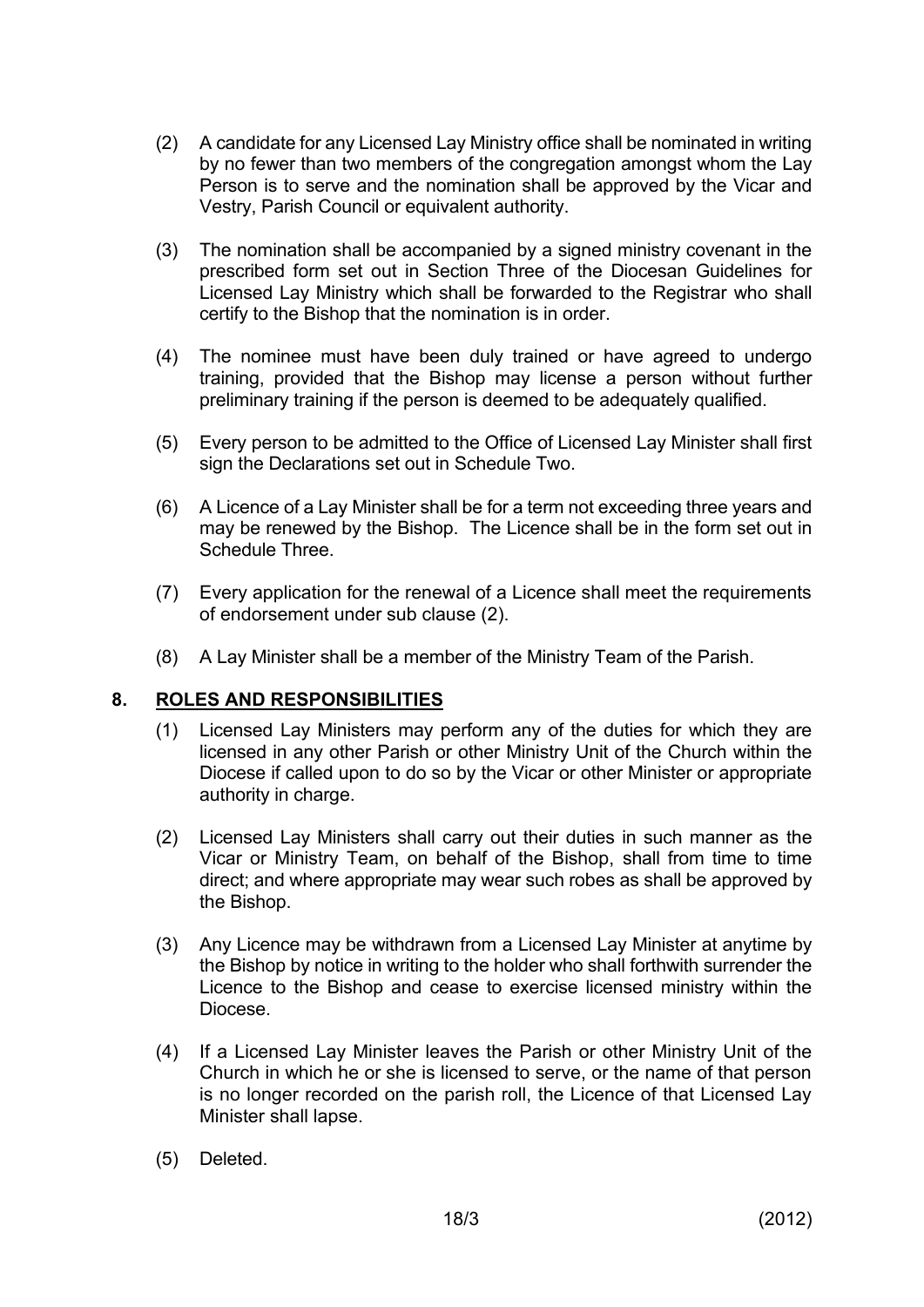(2) A candidate for any Licensed Lay Ministry office shall be nominated in writing by no fewer than two members of the congregation amongst whom the Lay Person is to serve and the nomination shall be approved by the Vicar and Vestry, Parish Council or equivalent authority.

(3) The nomination shall be accompanied by a signed ministry covenant in the prescribed form set out in Section Three of the Diocesan Guidelines for Licensed Lay Ministry which shall be forwarded to the Registrar who shall certify to the Bishop that the nomination is in order.

(4) The nominee must have been duly trained or have agreed to undergo training, provided that the Bishop may license a person without further preliminary training if the person is deemed to be adequately qualified.

(5) Every person to be admitted to the Office of Licensed Lay Minister shall first sign the Declarations set out in Schedule Two.

(6) A Licence of a Lay Minister shall be for a term not exceeding three years and may be renewed by the Bishop. The Licence shall be in the form set out in Schedule Three.

(7) Every application for the renewal of a Licence shall meet the requirements of endorsement under sub clause (2).

(8) A Lay Minister shall be a member of the Ministry Team of the Parish.

## 8. ROLES AND RESPONSIBILITIES

(1) Licensed Lay Ministers may perform any of the duties for which they are licensed in any other Parish or other Ministry Unit of the Church within the Diocese if called upon to do so by the Vicar or other Minister or appropriate authority in charge.

(2) Licensed Lay Ministers shall carry out their duties in such manner as the Vicar or Ministry Team, on behalf of the Bishop, shall from time to time direct; and where appropriate may wear such robes as shall be approved by the Bishop.

(3) Any Licence may be withdrawn from a Licensed Lay Minister at anytime by the Bishop by notice in writing to the holder who shall forthwith surrender the Licence to the Bishop and cease to exercise licensed ministry within the Diocese.

(4) If a Licensed Lay Minister leaves the Parish or other Ministry Unit of the Church in which he or she is licensed to serve, or the name of that person is no longer recorded on the parish roll, the Licence of that Licensed Lay Minister shall lapse.

(5) Deleted.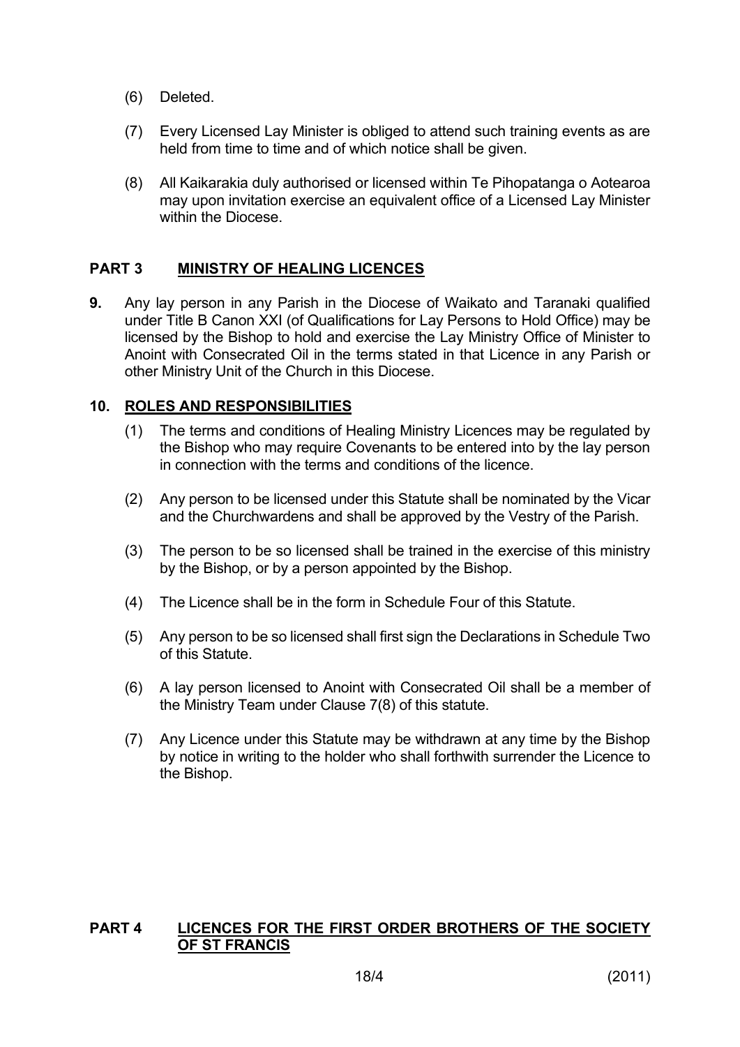(6) Deleted.

(7) Every Licensed Lay Minister is obliged to attend such training events as are held from time to time and of which notice shall be given.

(8) All Kaikarakia duly authorised or licensed within Te Pihopatanga o Aotearoa may upon invitation exercise an equivalent office of a Licensed Lay Minister within the Diocese.

## PART 3 <u>MINISTRY OF HEALING LICENCES</u>

**9.** Any lay person in any Parish in the Diocese of Waikato and Taranaki qualified under Title B Canon XXI (of Qualifications for Lay Persons to Hold Office) may be licensed by the Bishop to hold and exercise the Lay Ministry Office of Minister to Anoint with Consecrated Oil in the terms stated in that Licence in any Parish or other Ministry Unit of the Church in this Diocese.

**10. <u>ROLES AND RESPONSIBILITIES</u>**

(1) The terms and conditions of Healing Ministry Licences may be regulated by the Bishop who may require Covenants to be entered into by the lay person in connection with the terms and conditions of the licence.

(2) Any person to be licensed under this Statute shall be nominated by the Vicar and the Churchwardens and shall be approved by the Vestry of the Parish.

(3) The person to be so licensed shall be trained in the exercise of this ministry by the Bishop, or by a person appointed by the Bishop.

(4) The Licence shall be in the form in Schedule Four of this Statute.

(5) Any person to be so licensed shall first sign the Declarations in Schedule Two of this Statute.

(6) A lay person licensed to Anoint with Consecrated Oil shall be a member of the Ministry Team under Clause 7(8) of this statute.

(7) Any Licence under this Statute may be withdrawn at any time by the Bishop by notice in writing to the holder who shall forthwith surrender the Licence to the Bishop.

## PART 4 <u>LICENCES FOR THE FIRST ORDER BROTHERS OF THE SOCIETY OF ST FRANCIS</u>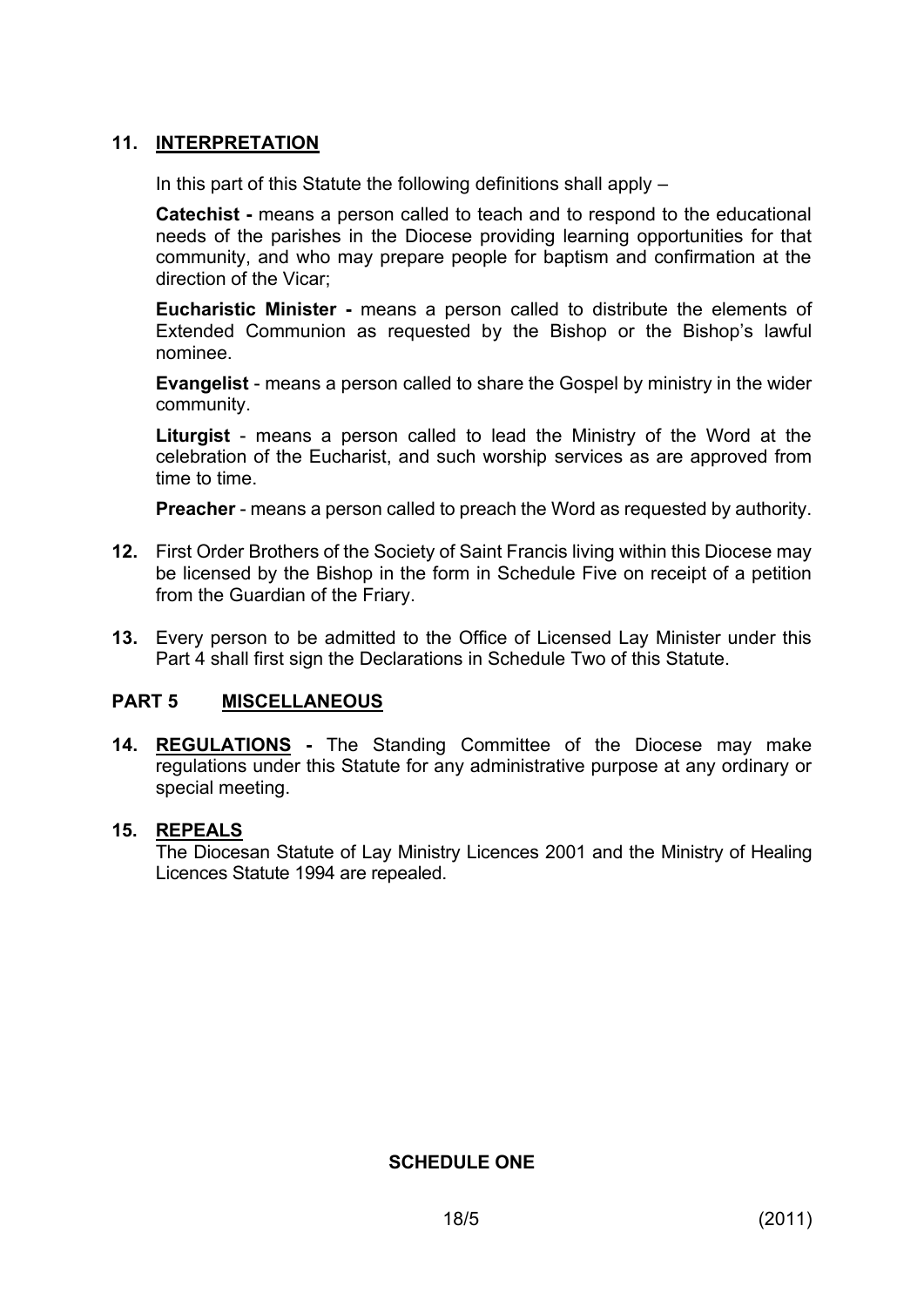## 11. INTERPRETATION

In this part of this Statute the following definitions shall apply –

**Catechist -** means a person called to teach and to respond to the educational needs of the parishes in the Diocese providing learning opportunities for that community, and who may prepare people for baptism and confirmation at the direction of the Vicar;

**Eucharistic Minister -** means a person called to distribute the elements of Extended Communion as requested by the Bishop or the Bishop's lawful nominee.

**Evangelist** - means a person called to share the Gospel by ministry in the wider community.

**Liturgist** - means a person called to lead the Ministry of the Word at the celebration of the Eucharist, and such worship services as are approved from time to time.

**Preacher** - means a person called to preach the Word as requested by authority.

**12.** First Order Brothers of the Society of Saint Francis living within this Diocese may be licensed by the Bishop in the form in Schedule Five on receipt of a petition from the Guardian of the Friary.

**13.** Every person to be admitted to the Office of Licensed Lay Minister under this Part 4 shall first sign the Declarations in Schedule Two of this Statute.

## PART 5 MISCELLANEOUS

**14. REGULATIONS -** The Standing Committee of the Diocese may make regulations under this Statute for any administrative purpose at any ordinary or special meeting.

**15. REPEALS**
The Diocesan Statute of Lay Ministry Licences 2001 and the Ministry of Healing Licences Statute 1994 are repealed.

## SCHEDULE ONE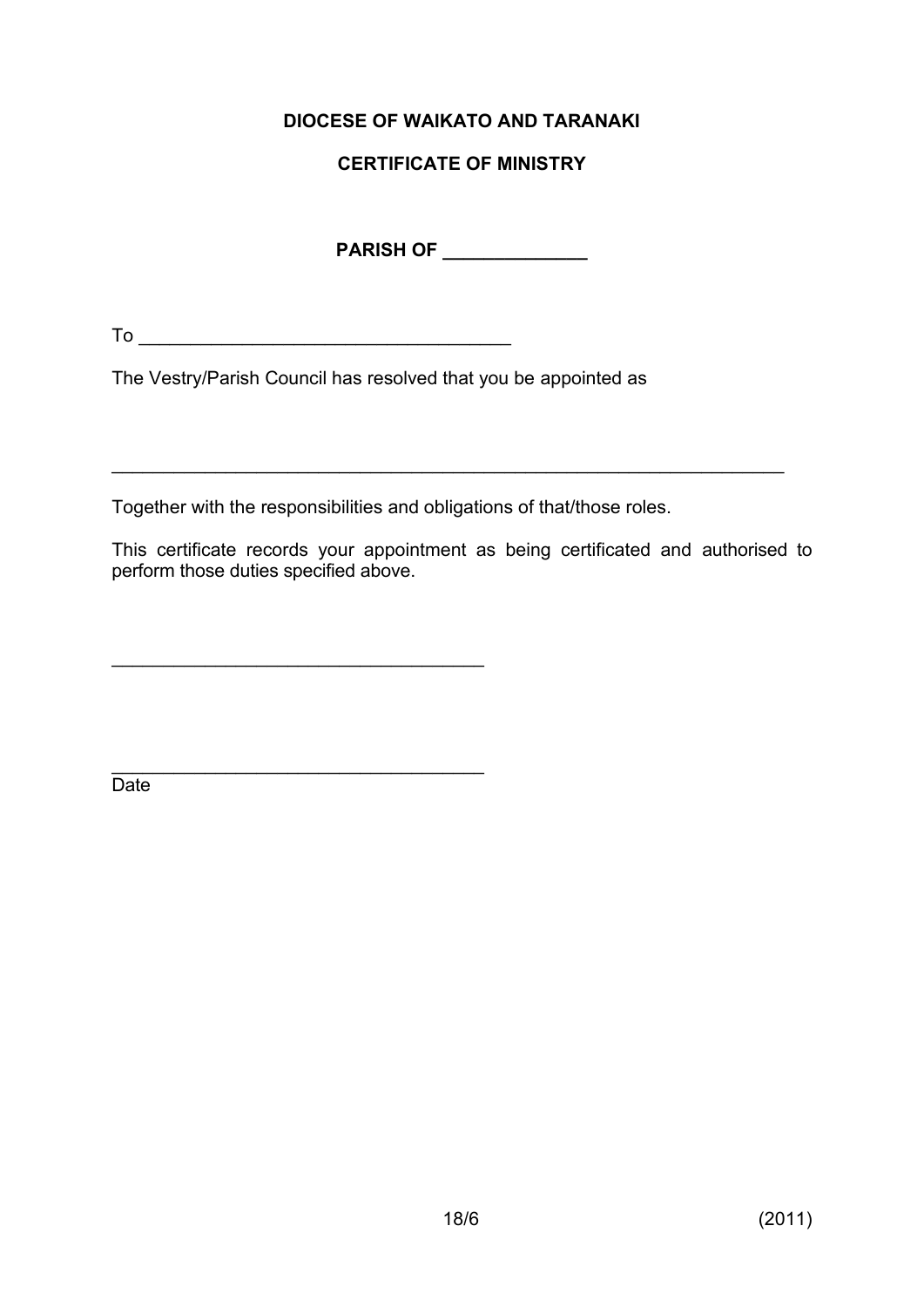**DIOCESE OF WAIKATO AND TARANAKI**

**CERTIFICATE OF MINISTRY**

**PARISH OF ______________**

To ____________________________________

The Vestry/Parish Council has resolved that you be appointed as

_________________________________________________________________

Together with the responsibilities and obligations of that/those roles.

This certificate records your appointment as being certificated and authorised to perform those duties specified above.

____________________________________

____________________________________
Date

18/6 (2011)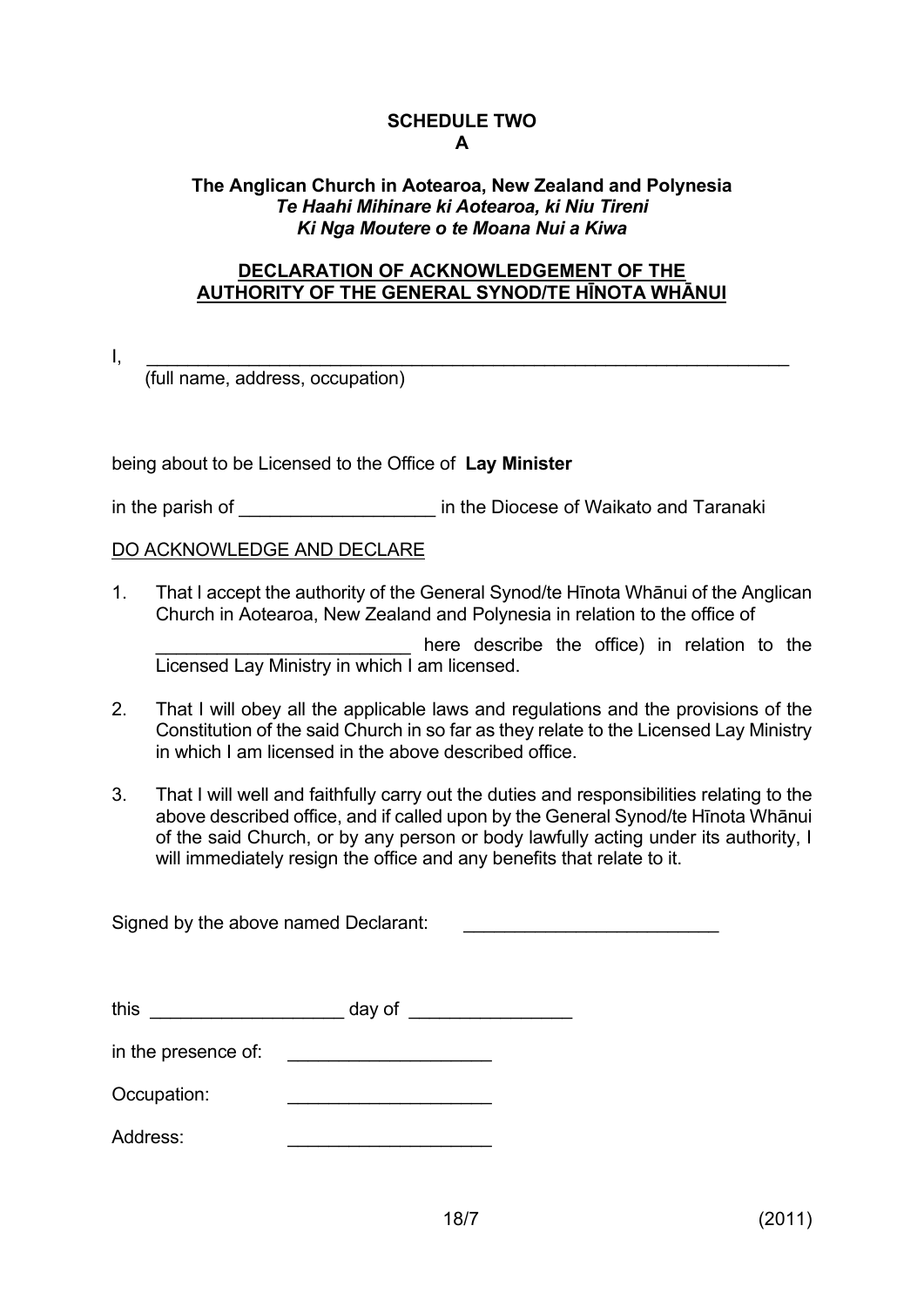**SCHEDULE TWO**
**A**

**The Anglican Church in Aotearoa, New Zealand and Polynesia**
***Te Haahi Mihinare ki Aotearoa, ki Niu Tireni***
***Ki Nga Moutere o te Moana Nui a Kiwa***

**DECLARATION OF ACKNOWLEDGEMENT OF THE AUTHORITY OF THE GENERAL SYNOD/TE HĪNOTA WHĀNUI**

I, ____________________________________________________________________
(full name, address, occupation)

being about to be Licensed to the Office of **Lay Minister**

in the parish of ___________________ in the Diocese of Waikato and Taranaki

DO ACKNOWLEDGE AND DECLARE

1. That I accept the authority of the General Synod/te Hīnota Whānui of the Anglican Church in Aotearoa, New Zealand and Polynesia in relation to the office of

   _________________________ here describe the office) in relation to the Licensed Lay Ministry in which I am licensed.

2. That I will obey all the applicable laws and regulations and the provisions of the Constitution of the said Church in so far as they relate to the Licensed Lay Ministry in which I am licensed in the above described office.

3. That I will well and faithfully carry out the duties and responsibilities relating to the above described office, and if called upon by the General Synod/te Hīnota Whānui of the said Church, or by any person or body lawfully acting under its authority, I will immediately resign the office and any benefits that relate to it.

Signed by the above named Declarant: _________________________

this ___________________ day of ________________

in the presence of: ____________________

Occupation: ____________________

Address: ____________________

18/7 (2011)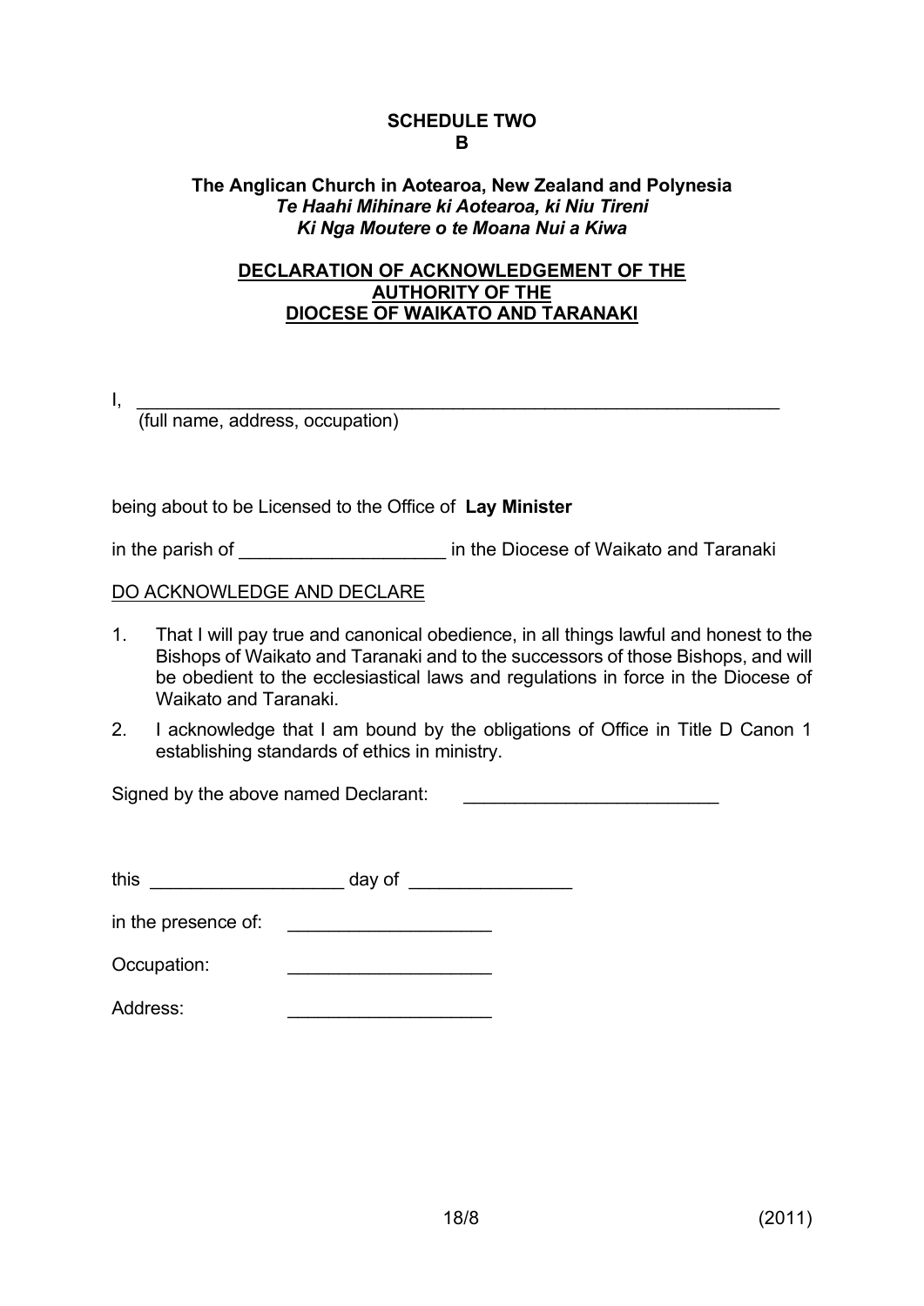**SCHEDULE TWO**
**B**

**The Anglican Church in Aotearoa, New Zealand and Polynesia**
***Te Haahi Mihinare ki Aotearoa, ki Niu Tireni***
***Ki Nga Moutere o te Moana Nui a Kiwa***

**DECLARATION OF ACKNOWLEDGEMENT OF THE AUTHORITY OF THE DIOCESE OF WAIKATO AND TARANAKI**

I, _______________________________________________________________
(full name, address, occupation)

being about to be Licensed to the Office of **Lay Minister**

in the parish of ____________________ in the Diocese of Waikato and Taranaki

DO ACKNOWLEDGE AND DECLARE

1. That I will pay true and canonical obedience, in all things lawful and honest to the Bishops of Waikato and Taranaki and to the successors of those Bishops, and will be obedient to the ecclesiastical laws and regulations in force in the Diocese of Waikato and Taranaki.
2. I acknowledge that I am bound by the obligations of Office in Title D Canon 1 establishing standards of ethics in ministry.

Signed by the above named Declarant: _________________________

this ___________________ day of ________________

in the presence of: ____________________

Occupation: ____________________

Address: ____________________

18/8 (2011)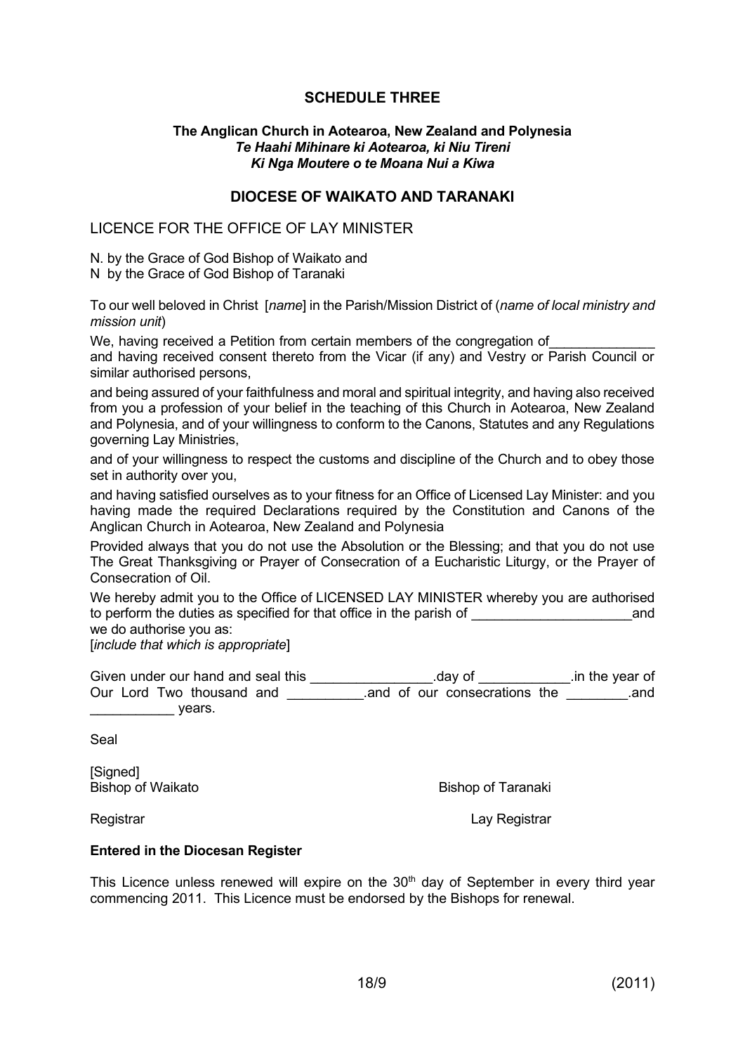## SCHEDULE THREE

**The Anglican Church in Aotearoa, New Zealand and Polynesia**
***Te Haahi Mihinare ki Aotearoa, ki Niu Tireni***
***Ki Nga Moutere o te Moana Nui a Kiwa***

## DIOCESE OF WAIKATO AND TARANAKI

### LICENCE FOR THE OFFICE OF LAY MINISTER

N. by the Grace of God Bishop of Waikato and
N by the Grace of God Bishop of Taranaki

To our well beloved in Christ [*name*] in the Parish/Mission District of (*name of local ministry and mission unit*)

We, having received a Petition from certain members of the congregation of______________ and having received consent thereto from the Vicar (if any) and Vestry or Parish Council or similar authorised persons,

and being assured of your faithfulness and moral and spiritual integrity, and having also received from you a profession of your belief in the teaching of this Church in Aotearoa, New Zealand and Polynesia, and of your willingness to conform to the Canons, Statutes and any Regulations governing Lay Ministries,

and of your willingness to respect the customs and discipline of the Church and to obey those set in authority over you,

and having satisfied ourselves as to your fitness for an Office of Licensed Lay Minister: and you having made the required Declarations required by the Constitution and Canons of the Anglican Church in Aotearoa, New Zealand and Polynesia

Provided always that you do not use the Absolution or the Blessing; and that you do not use The Great Thanksgiving or Prayer of Consecration of a Eucharistic Liturgy, or the Prayer of Consecration of Oil.

We hereby admit you to the Office of LICENSED LAY MINISTER whereby you are authorised to perform the duties as specified for that office in the parish of _____________________and we do authorise you as:
[*include that which is appropriate*]

Given under our hand and seal this ________________.day of ____________.in the year of Our Lord Two thousand and __________.and of our consecrations the ________.and ___________ years.

Seal

[Signed]
Bishop of Waikato | Bishop of Taranaki

Registrar | Lay Registrar

**Entered in the Diocesan Register**

This Licence unless renewed will expire on the 30th day of September in every third year commencing 2011. This Licence must be endorsed by the Bishops for renewal.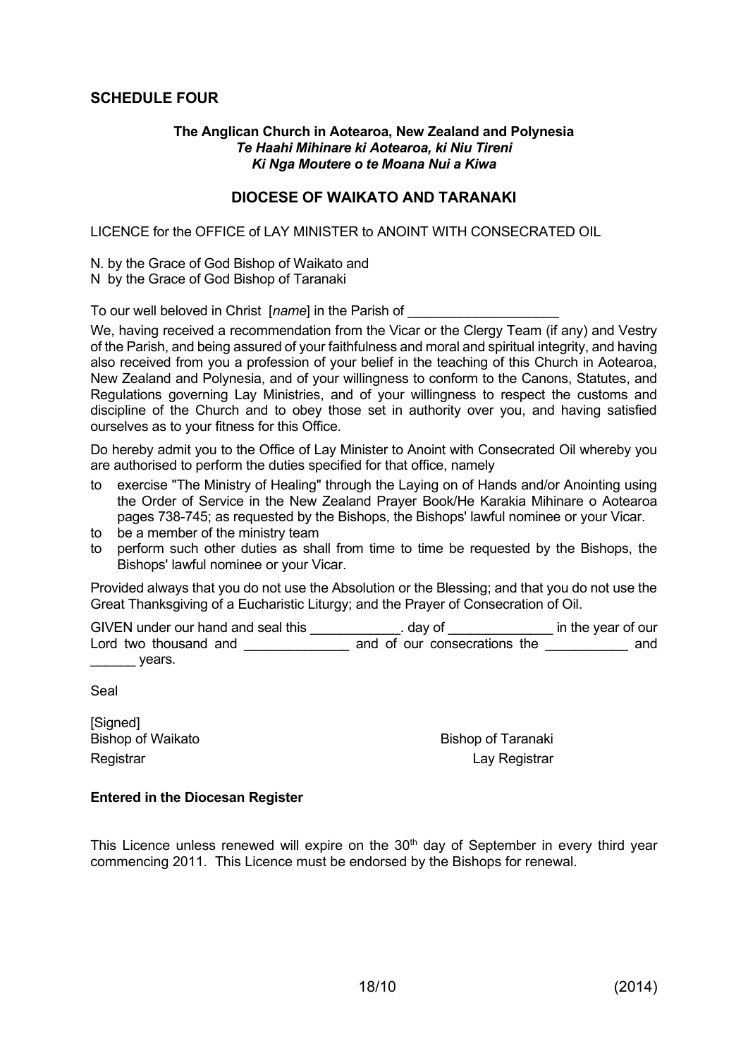## SCHEDULE FOUR

**The Anglican Church in Aotearoa, New Zealand and Polynesia**
***Te Haahi Mihinare ki Aotearoa, ki Niu Tireni***
***Ki Nga Moutere o te Moana Nui a Kiwa***

### DIOCESE OF WAIKATO AND TARANAKI

LICENCE for the OFFICE of LAY MINISTER to ANOINT WITH CONSECRATED OIL

N. by the Grace of God Bishop of Waikato and
N by the Grace of God Bishop of Taranaki

To our well beloved in Christ [*name*] in the Parish of ____________________

We, having received a recommendation from the Vicar or the Clergy Team (if any) and Vestry of the Parish, and being assured of your faithfulness and moral and spiritual integrity, and having also received from you a profession of your belief in the teaching of this Church in Aotearoa, New Zealand and Polynesia, and of your willingness to conform to the Canons, Statutes, and Regulations governing Lay Ministries, and of your willingness to respect the customs and discipline of the Church and to obey those set in authority over you, and having satisfied ourselves as to your fitness for this Office.

Do hereby admit you to the Office of Lay Minister to Anoint with Consecrated Oil whereby you are authorised to perform the duties specified for that office, namely

- to exercise "The Ministry of Healing" through the Laying on of Hands and/or Anointing using the Order of Service in the New Zealand Prayer Book/He Karakia Mihinare o Aotearoa pages 738-745; as requested by the Bishops, the Bishops' lawful nominee or your Vicar.
- to be a member of the ministry team
- to perform such other duties as shall from time to time be requested by the Bishops, the Bishops' lawful nominee or your Vicar.

Provided always that you do not use the Absolution or the Blessing; and that you do not use the Great Thanksgiving of a Eucharistic Liturgy; and the Prayer of Consecration of Oil.

GIVEN under our hand and seal this ____________. day of ______________ in the year of our Lord two thousand and ______________ and of our consecrations the ___________ and ______ years.

Seal

[Signed]
Bishop of Waikato    Bishop of Taranaki
Registrar    Lay Registrar

**Entered in the Diocesan Register**

This Licence unless renewed will expire on the 30th day of September in every third year commencing 2011. This Licence must be endorsed by the Bishops for renewal.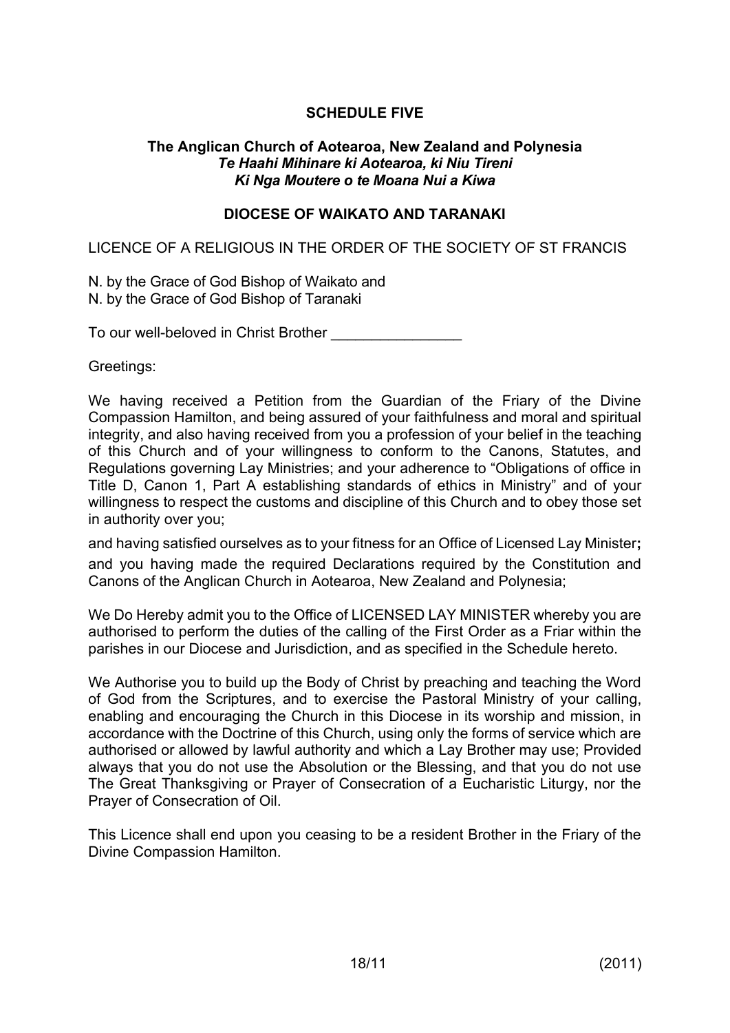**SCHEDULE FIVE**

**The Anglican Church of Aotearoa, New Zealand and Polynesia**
***Te Haahi Mihinare ki Aotearoa, ki Niu Tireni***
***Ki Nga Moutere o te Moana Nui a Kiwa***

**DIOCESE OF WAIKATO AND TARANAKI**

LICENCE OF A RELIGIOUS IN THE ORDER OF THE SOCIETY OF ST FRANCIS

N. by the Grace of God Bishop of Waikato and
N. by the Grace of God Bishop of Taranaki

To our well-beloved in Christ Brother ________________

Greetings:

We having received a Petition from the Guardian of the Friary of the Divine Compassion Hamilton, and being assured of your faithfulness and moral and spiritual integrity, and also having received from you a profession of your belief in the teaching of this Church and of your willingness to conform to the Canons, Statutes, and Regulations governing Lay Ministries; and your adherence to "Obligations of office in Title D, Canon 1, Part A establishing standards of ethics in Ministry" and of your willingness to respect the customs and discipline of this Church and to obey those set in authority over you;

and having satisfied ourselves as to your fitness for an Office of Licensed Lay Minister**;** and you having made the required Declarations required by the Constitution and Canons of the Anglican Church in Aotearoa, New Zealand and Polynesia;

We Do Hereby admit you to the Office of LICENSED LAY MINISTER whereby you are authorised to perform the duties of the calling of the First Order as a Friar within the parishes in our Diocese and Jurisdiction, and as specified in the Schedule hereto.

We Authorise you to build up the Body of Christ by preaching and teaching the Word of God from the Scriptures, and to exercise the Pastoral Ministry of your calling, enabling and encouraging the Church in this Diocese in its worship and mission, in accordance with the Doctrine of this Church, using only the forms of service which are authorised or allowed by lawful authority and which a Lay Brother may use; Provided always that you do not use the Absolution or the Blessing, and that you do not use The Great Thanksgiving or Prayer of Consecration of a Eucharistic Liturgy, nor the Prayer of Consecration of Oil.

This Licence shall end upon you ceasing to be a resident Brother in the Friary of the Divine Compassion Hamilton.

18/11 (2011)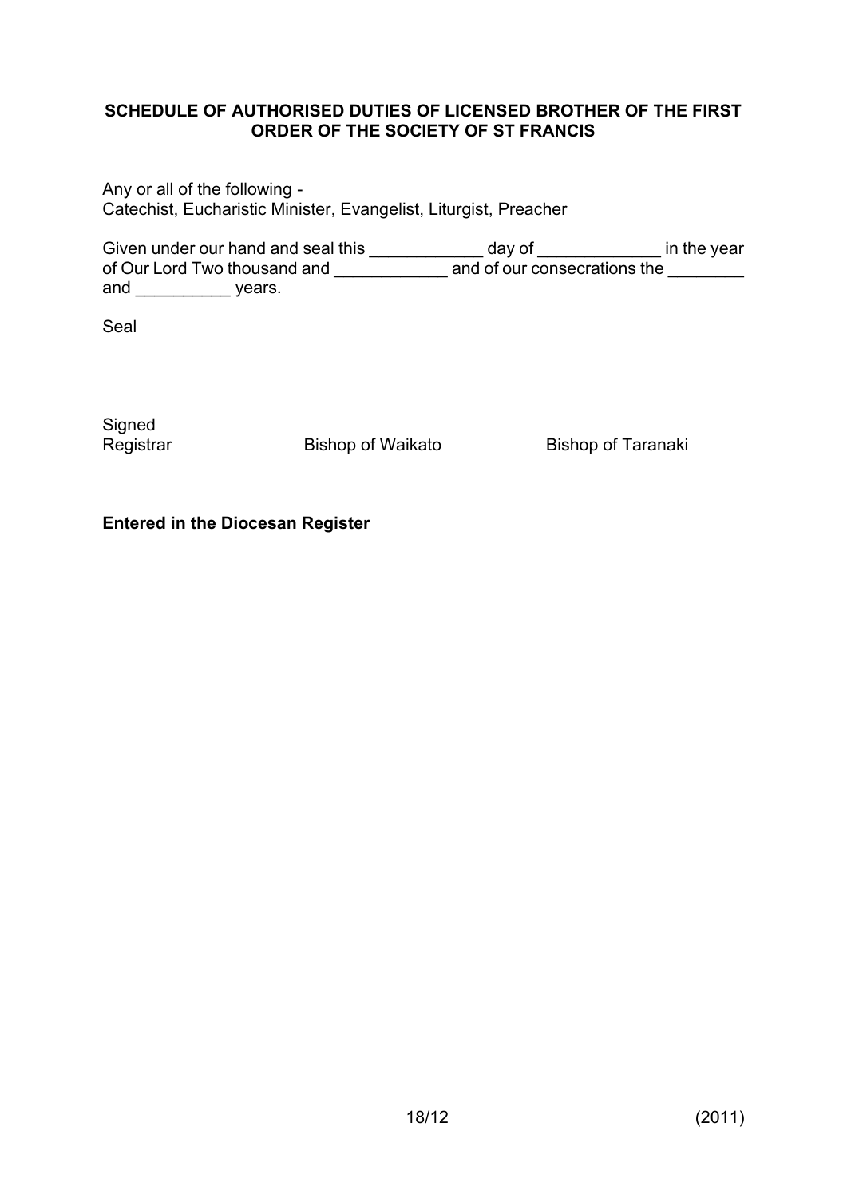**SCHEDULE OF AUTHORISED DUTIES OF LICENSED BROTHER OF THE FIRST ORDER OF THE SOCIETY OF ST FRANCIS**

Any or all of the following -
Catechist, Eucharistic Minister, Evangelist, Liturgist, Preacher

Given under our hand and seal this ____________ day of _____________ in the year of Our Lord Two thousand and ____________ and of our consecrations the ________ and __________ years.

Seal

Signed
Registrar Bishop of Waikato Bishop of Taranaki

**Entered in the Diocesan Register**

18/12 (2011)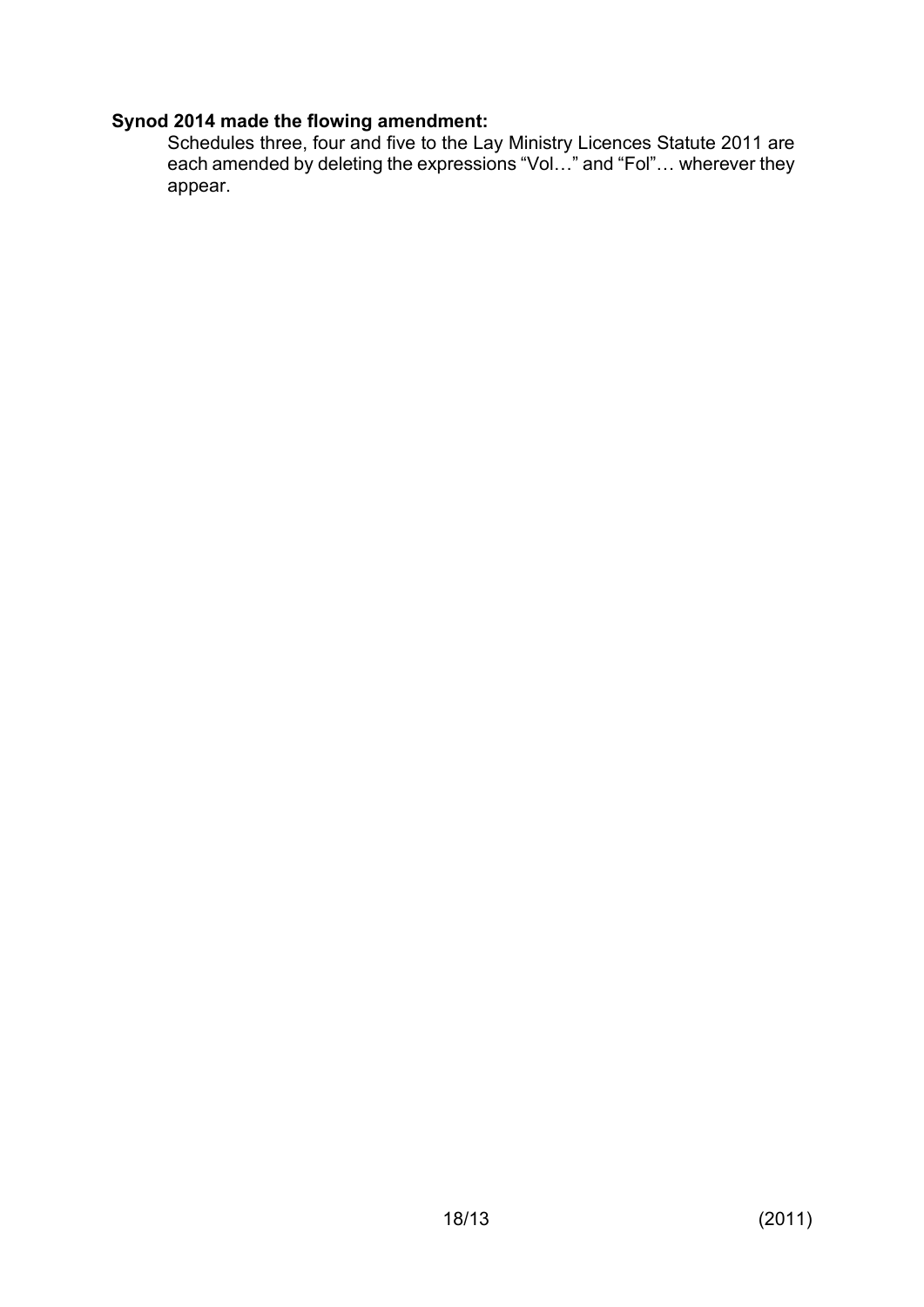**Synod 2014 made the flowing amendment:**

Schedules three, four and five to the Lay Ministry Licences Statute 2011 are each amended by deleting the expressions "Vol…" and "Fol"… wherever they appear.